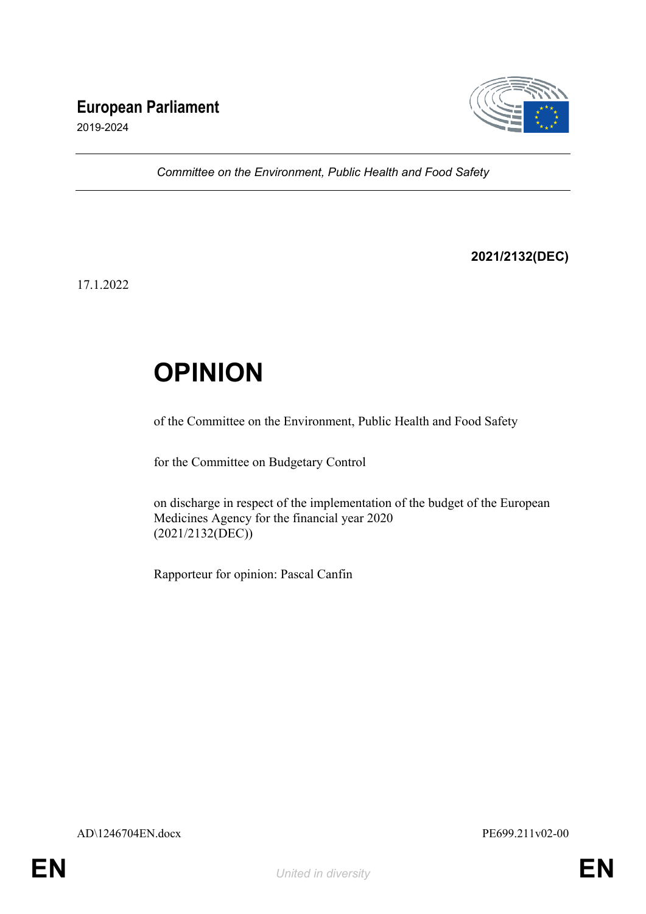**European Parliament**
2019-2024

*Committee on the Environment, Public Health and Food Safety*

**2021/2132(DEC)**

17.1.2022

# OPINION

of the Committee on the Environment, Public Health and Food Safety

for the Committee on Budgetary Control

on discharge in respect of the implementation of the budget of the European Medicines Agency for the financial year 2020
(2021/2132(DEC))

Rapporteur for opinion: Pascal Canfin

AD\1246704EN.docx PE699.211v02-00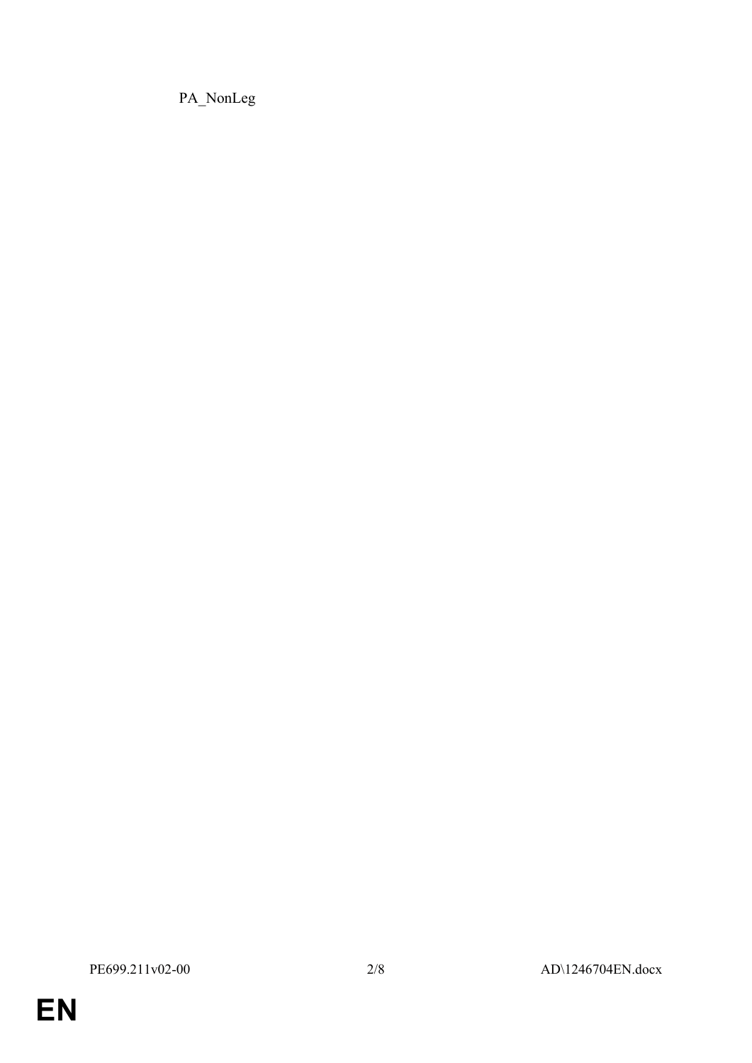PA_NonLeg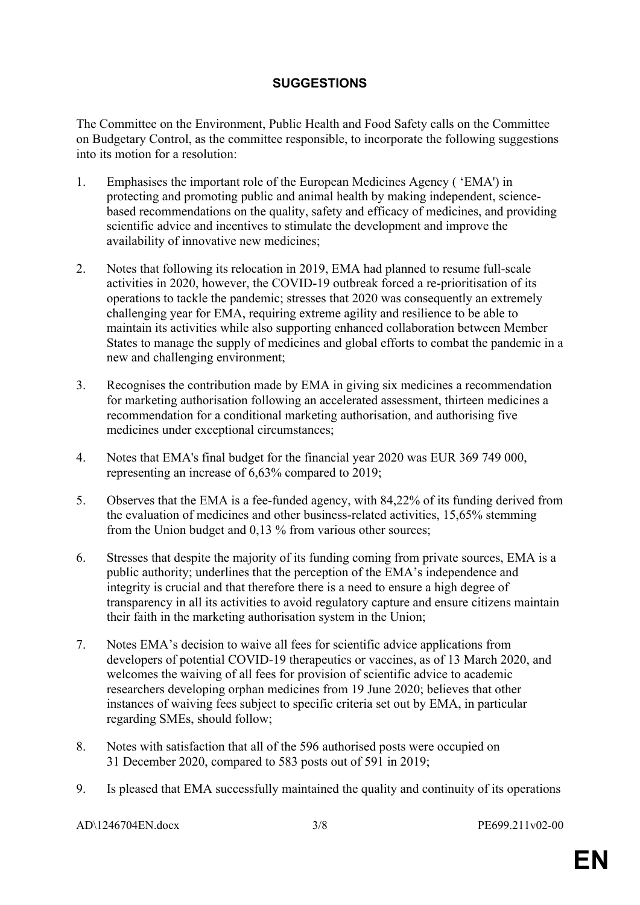## SUGGESTIONS

The Committee on the Environment, Public Health and Food Safety calls on the Committee on Budgetary Control, as the committee responsible, to incorporate the following suggestions into its motion for a resolution:

1. Emphasises the important role of the European Medicines Agency ( 'EMA') in protecting and promoting public and animal health by making independent, science-based recommendations on the quality, safety and efficacy of medicines, and providing scientific advice and incentives to stimulate the development and improve the availability of innovative new medicines;

2. Notes that following its relocation in 2019, EMA had planned to resume full-scale activities in 2020, however, the COVID-19 outbreak forced a re-prioritisation of its operations to tackle the pandemic; stresses that 2020 was consequently an extremely challenging year for EMA, requiring extreme agility and resilience to be able to maintain its activities while also supporting enhanced collaboration between Member States to manage the supply of medicines and global efforts to combat the pandemic in a new and challenging environment;

3. Recognises the contribution made by EMA in giving six medicines a recommendation for marketing authorisation following an accelerated assessment, thirteen medicines a recommendation for a conditional marketing authorisation, and authorising five medicines under exceptional circumstances;

4. Notes that EMA's final budget for the financial year 2020 was EUR 369 749 000, representing an increase of 6,63% compared to 2019;

5. Observes that the EMA is a fee-funded agency, with 84,22% of its funding derived from the evaluation of medicines and other business-related activities, 15,65% stemming from the Union budget and 0,13 % from various other sources;

6. Stresses that despite the majority of its funding coming from private sources, EMA is a public authority; underlines that the perception of the EMA's independence and integrity is crucial and that therefore there is a need to ensure a high degree of transparency in all its activities to avoid regulatory capture and ensure citizens maintain their faith in the marketing authorisation system in the Union;

7. Notes EMA's decision to waive all fees for scientific advice applications from developers of potential COVID-19 therapeutics or vaccines, as of 13 March 2020, and welcomes the waiving of all fees for provision of scientific advice to academic researchers developing orphan medicines from 19 June 2020; believes that other instances of waiving fees subject to specific criteria set out by EMA, in particular regarding SMEs, should follow;

8. Notes with satisfaction that all of the 596 authorised posts were occupied on 31 December 2020, compared to 583 posts out of 591 in 2019;

9. Is pleased that EMA successfully maintained the quality and continuity of its operations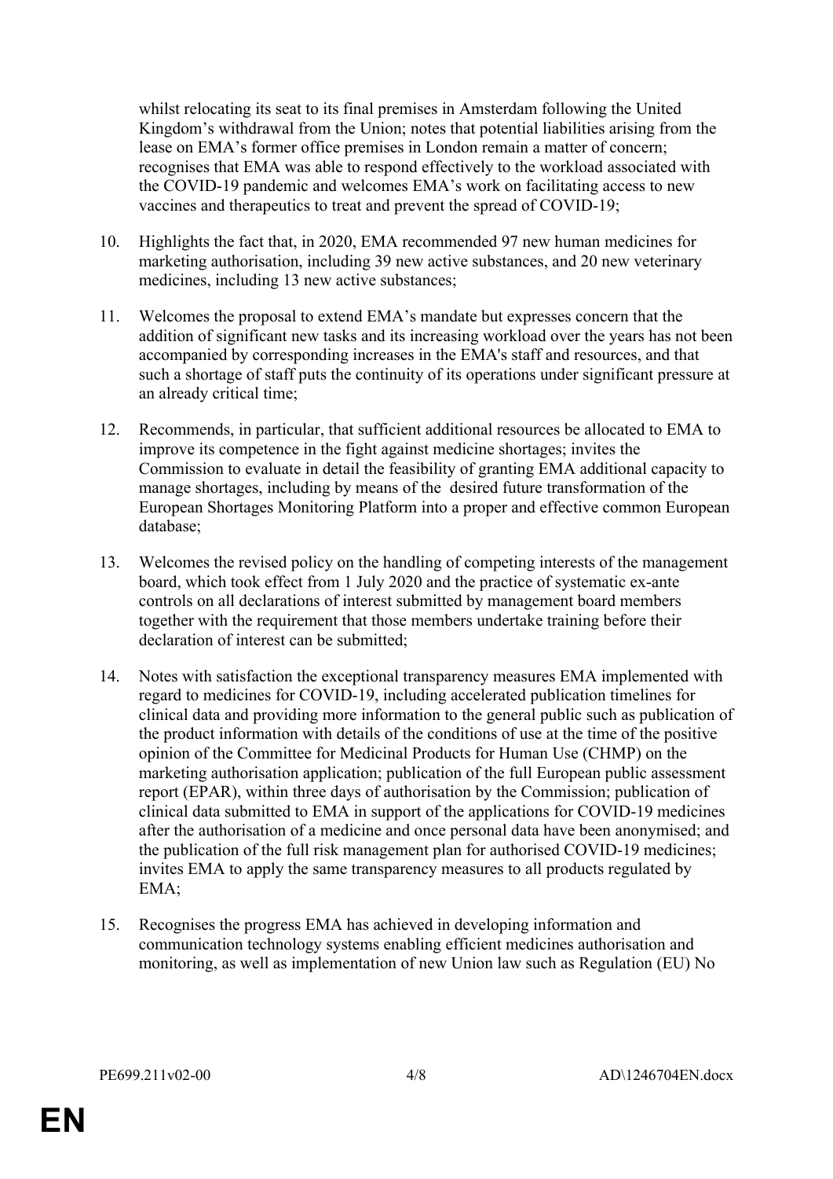whilst relocating its seat to its final premises in Amsterdam following the United Kingdom's withdrawal from the Union; notes that potential liabilities arising from the lease on EMA's former office premises in London remain a matter of concern; recognises that EMA was able to respond effectively to the workload associated with the COVID-19 pandemic and welcomes EMA's work on facilitating access to new vaccines and therapeutics to treat and prevent the spread of COVID-19;

10. Highlights the fact that, in 2020, EMA recommended 97 new human medicines for marketing authorisation, including 39 new active substances, and 20 new veterinary medicines, including 13 new active substances;

11. Welcomes the proposal to extend EMA's mandate but expresses concern that the addition of significant new tasks and its increasing workload over the years has not been accompanied by corresponding increases in the EMA's staff and resources, and that such a shortage of staff puts the continuity of its operations under significant pressure at an already critical time;

12. Recommends, in particular, that sufficient additional resources be allocated to EMA to improve its competence in the fight against medicine shortages; invites the Commission to evaluate in detail the feasibility of granting EMA additional capacity to manage shortages, including by means of the desired future transformation of the European Shortages Monitoring Platform into a proper and effective common European database;

13. Welcomes the revised policy on the handling of competing interests of the management board, which took effect from 1 July 2020 and the practice of systematic ex-ante controls on all declarations of interest submitted by management board members together with the requirement that those members undertake training before their declaration of interest can be submitted;

14. Notes with satisfaction the exceptional transparency measures EMA implemented with regard to medicines for COVID-19, including accelerated publication timelines for clinical data and providing more information to the general public such as publication of the product information with details of the conditions of use at the time of the positive opinion of the Committee for Medicinal Products for Human Use (CHMP) on the marketing authorisation application; publication of the full European public assessment report (EPAR), within three days of authorisation by the Commission; publication of clinical data submitted to EMA in support of the applications for COVID-19 medicines after the authorisation of a medicine and once personal data have been anonymised; and the publication of the full risk management plan for authorised COVID-19 medicines; invites EMA to apply the same transparency measures to all products regulated by EMA;

15. Recognises the progress EMA has achieved in developing information and communication technology systems enabling efficient medicines authorisation and monitoring, as well as implementation of new Union law such as Regulation (EU) No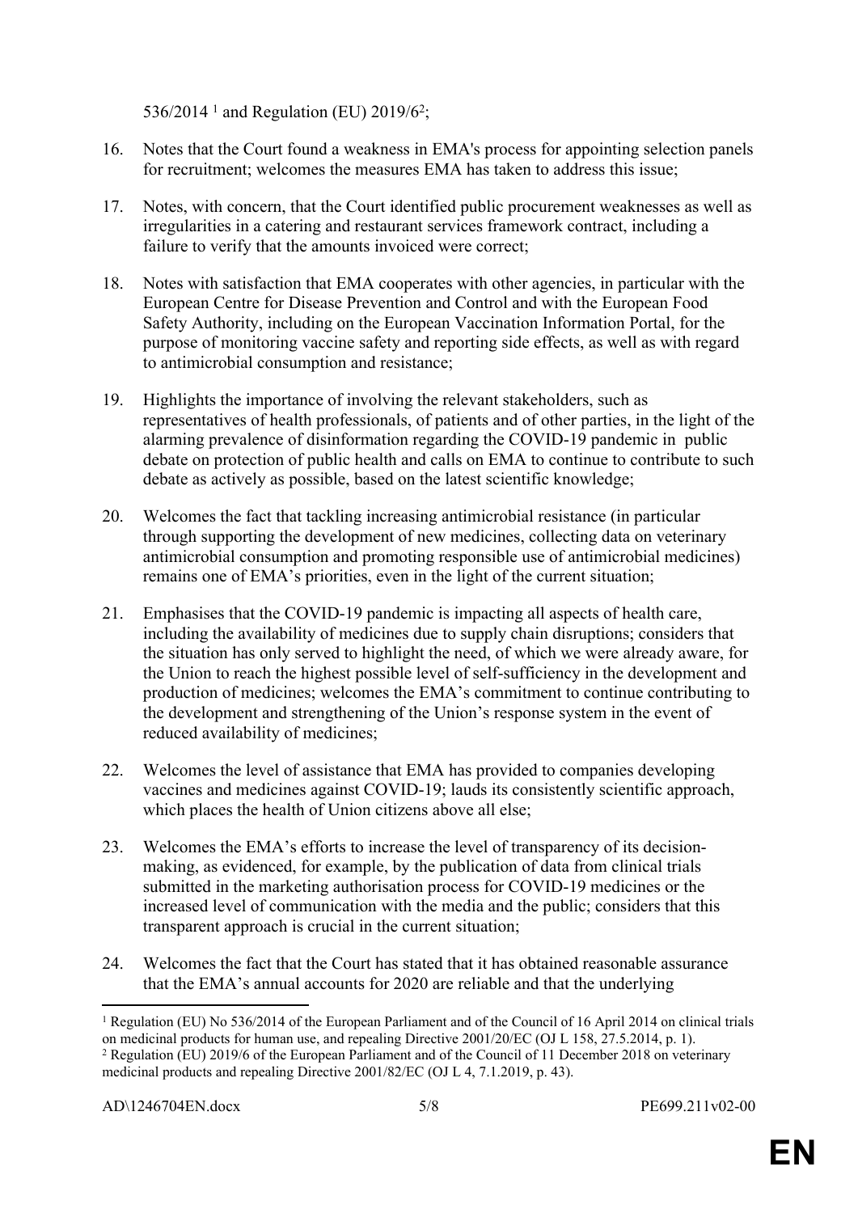536/2014 [1] and Regulation (EU) 2019/6[2];

16. Notes that the Court found a weakness in EMA's process for appointing selection panels for recruitment; welcomes the measures EMA has taken to address this issue;

17. Notes, with concern, that the Court identified public procurement weaknesses as well as irregularities in a catering and restaurant services framework contract, including a failure to verify that the amounts invoiced were correct;

18. Notes with satisfaction that EMA cooperates with other agencies, in particular with the European Centre for Disease Prevention and Control and with the European Food Safety Authority, including on the European Vaccination Information Portal, for the purpose of monitoring vaccine safety and reporting side effects, as well as with regard to antimicrobial consumption and resistance;

19. Highlights the importance of involving the relevant stakeholders, such as representatives of health professionals, of patients and of other parties, in the light of the alarming prevalence of disinformation regarding the COVID-19 pandemic in public debate on protection of public health and calls on EMA to continue to contribute to such debate as actively as possible, based on the latest scientific knowledge;

20. Welcomes the fact that tackling increasing antimicrobial resistance (in particular through supporting the development of new medicines, collecting data on veterinary antimicrobial consumption and promoting responsible use of antimicrobial medicines) remains one of EMA's priorities, even in the light of the current situation;

21. Emphasises that the COVID-19 pandemic is impacting all aspects of health care, including the availability of medicines due to supply chain disruptions; considers that the situation has only served to highlight the need, of which we were already aware, for the Union to reach the highest possible level of self-sufficiency in the development and production of medicines; welcomes the EMA's commitment to continue contributing to the development and strengthening of the Union's response system in the event of reduced availability of medicines;

22. Welcomes the level of assistance that EMA has provided to companies developing vaccines and medicines against COVID-19; lauds its consistently scientific approach, which places the health of Union citizens above all else;

23. Welcomes the EMA's efforts to increase the level of transparency of its decision-making, as evidenced, for example, by the publication of data from clinical trials submitted in the marketing authorisation process for COVID-19 medicines or the increased level of communication with the media and the public; considers that this transparent approach is crucial in the current situation;

24. Welcomes the fact that the Court has stated that it has obtained reasonable assurance that the EMA's annual accounts for 2020 are reliable and that the underlying

---

[1] Regulation (EU) No 536/2014 of the European Parliament and of the Council of 16 April 2014 on clinical trials on medicinal products for human use, and repealing Directive 2001/20/EC (OJ L 158, 27.5.2014, p. 1).

[2] Regulation (EU) 2019/6 of the European Parliament and of the Council of 11 December 2018 on veterinary medicinal products and repealing Directive 2001/82/EC (OJ L 4, 7.1.2019, p. 43).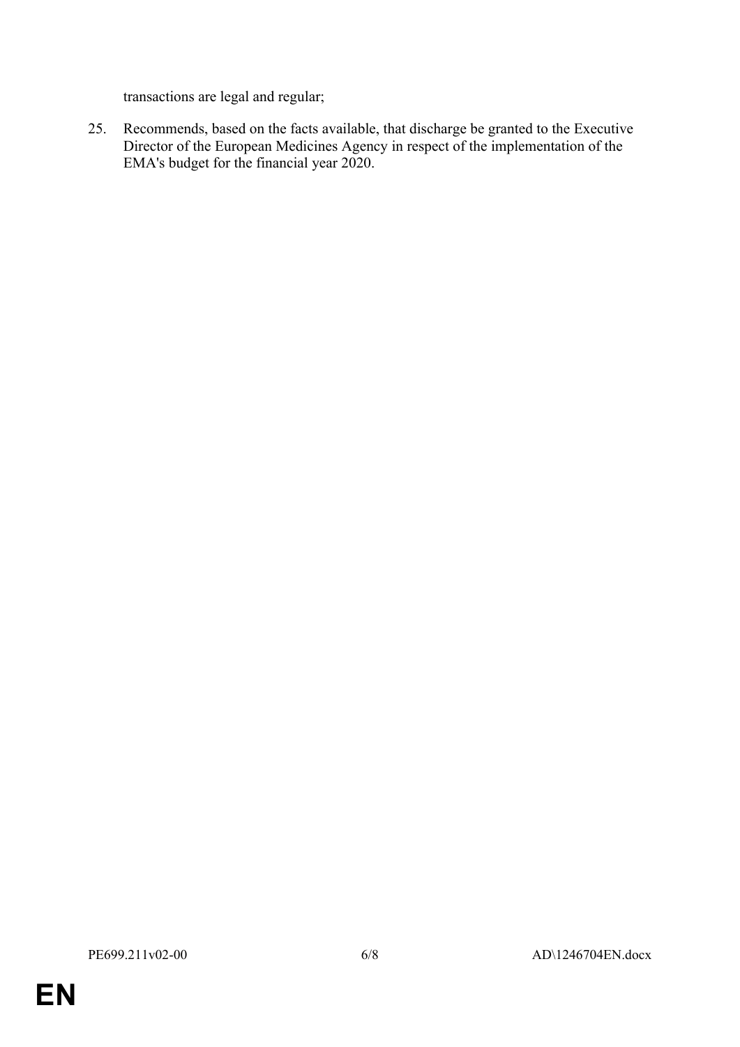transactions are legal and regular;

25. Recommends, based on the facts available, that discharge be granted to the Executive Director of the European Medicines Agency in respect of the implementation of the EMA's budget for the financial year 2020.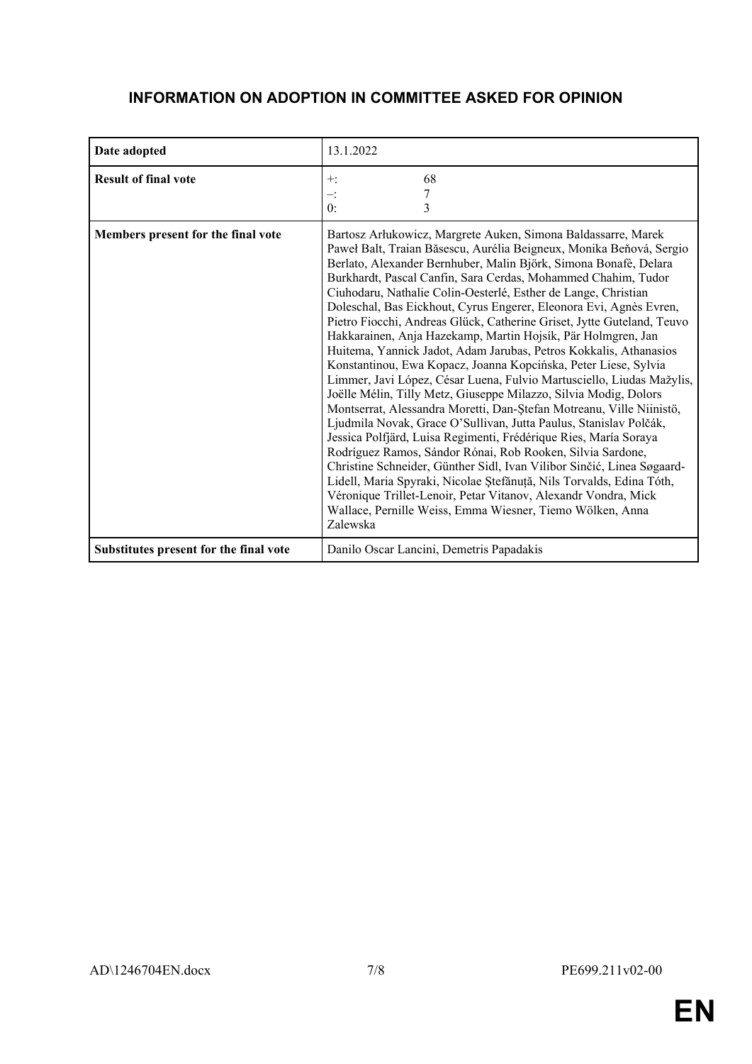# INFORMATION ON ADOPTION IN COMMITTEE ASKED FOR OPINION

| | |
|---|---|
| **Date adopted** | 13.1.2022 |
| **Result of final vote** | +: 68<br>–: 7<br>0: 3 |
| **Members present for the final vote** | Bartosz Arłukowicz, Margrete Auken, Simona Baldassarre, Marek Paweł Balt, Traian Băsescu, Aurélia Beigneux, Monika Beňová, Sergio Berlato, Alexander Bernhuber, Malin Björk, Simona Bonafè, Delara Burkhardt, Pascal Canfin, Sara Cerdas, Mohammed Chahim, Tudor Ciuhodaru, Nathalie Colin-Oesterlé, Esther de Lange, Christian Doleschal, Bas Eickhout, Cyrus Engerer, Eleonora Evi, Agnès Evren, Pietro Fiocchi, Andreas Glück, Catherine Griset, Jytte Guteland, Teuvo Hakkarainen, Anja Hazekamp, Martin Hojsík, Pär Holmgren, Jan Huitema, Yannick Jadot, Adam Jarubas, Petros Kokkalis, Athanasios Konstantinou, Ewa Kopacz, Joanna Kopcińska, Peter Liese, Sylvia Limmer, Javi López, César Luena, Fulvio Martusciello, Liudas Mažylis, Joëlle Mélin, Tilly Metz, Giuseppe Milazzo, Silvia Modig, Dolors Montserrat, Alessandra Moretti, Dan-Ştefan Motreanu, Ville Niinistö, Ljudmila Novak, Grace O'Sullivan, Jutta Paulus, Stanislav Polčák, Jessica Polfjärd, Luisa Regimenti, Frédérique Ries, María Soraya Rodríguez Ramos, Sándor Rónai, Rob Rooken, Silvia Sardone, Christine Schneider, Günther Sidl, Ivan Vilibor Sinčić, Linea Søgaard-Lidell, Maria Spyraki, Nicolae Ştefănuță, Nils Torvalds, Edina Tóth, Véronique Trillet-Lenoir, Petar Vitanov, Alexandr Vondra, Mick Wallace, Pernille Weiss, Emma Wiesner, Tiemo Wölken, Anna Zalewska |
| **Substitutes present for the final vote** | Danilo Oscar Lancini, Demetris Papadakis |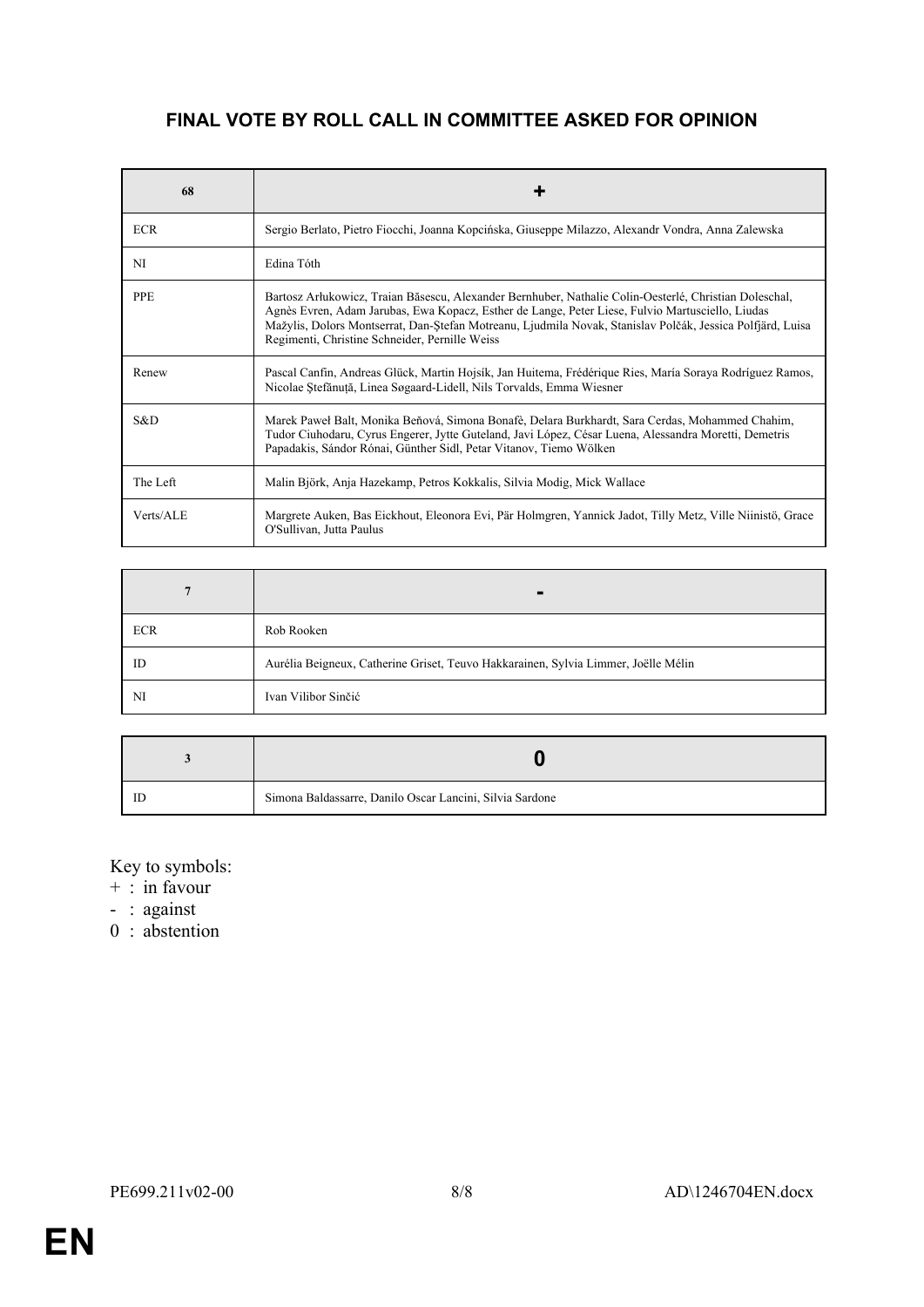## FINAL VOTE BY ROLL CALL IN COMMITTEE ASKED FOR OPINION

| 68 | + |
| --- | --- |
| ECR | Sergio Berlato, Pietro Fiocchi, Joanna Kopcińska, Giuseppe Milazzo, Alexandr Vondra, Anna Zalewska |
| NI | Edina Tóth |
| PPE | Bartosz Arłukowicz, Traian Băsescu, Alexander Bernhuber, Nathalie Colin-Oesterlé, Christian Doleschal, Agnès Evren, Adam Jarubas, Ewa Kopacz, Esther de Lange, Peter Liese, Fulvio Martusciello, Liudas Mažylis, Dolors Montserrat, Dan-Ştefan Motreanu, Ljudmila Novak, Stanislav Polčák, Jessica Polfjärd, Luisa Regimenti, Christine Schneider, Pernille Weiss |
| Renew | Pascal Canfin, Andreas Glück, Martin Hojsík, Jan Huitema, Frédérique Ries, María Soraya Rodríguez Ramos, Nicolae Ştefănuță, Linea Søgaard-Lidell, Nils Torvalds, Emma Wiesner |
| S&D | Marek Paweł Balt, Monika Beňová, Simona Bonafè, Delara Burkhardt, Sara Cerdas, Mohammed Chahim, Tudor Ciuhodaru, Cyrus Engerer, Jytte Guteland, Javi López, César Luena, Alessandra Moretti, Demetris Papadakis, Sándor Rónai, Günther Sidl, Petar Vitanov, Tiemo Wölken |
| The Left | Malin Björk, Anja Hazekamp, Petros Kokkalis, Silvia Modig, Mick Wallace |
| Verts/ALE | Margrete Auken, Bas Eickhout, Eleonora Evi, Pär Holmgren, Yannick Jadot, Tilly Metz, Ville Niinistö, Grace O'Sullivan, Jutta Paulus |

| 7 | - |
| --- | --- |
| ECR | Rob Rooken |
| ID | Aurélia Beigneux, Catherine Griset, Teuvo Hakkarainen, Sylvia Limmer, Joëlle Mélin |
| NI | Ivan Vilibor Sinčić |

| 3 | 0 |
| --- | --- |
| ID | Simona Baldassarre, Danilo Oscar Lancini, Silvia Sardone |

Key to symbols:
+ : in favour
- : against
0 : abstention